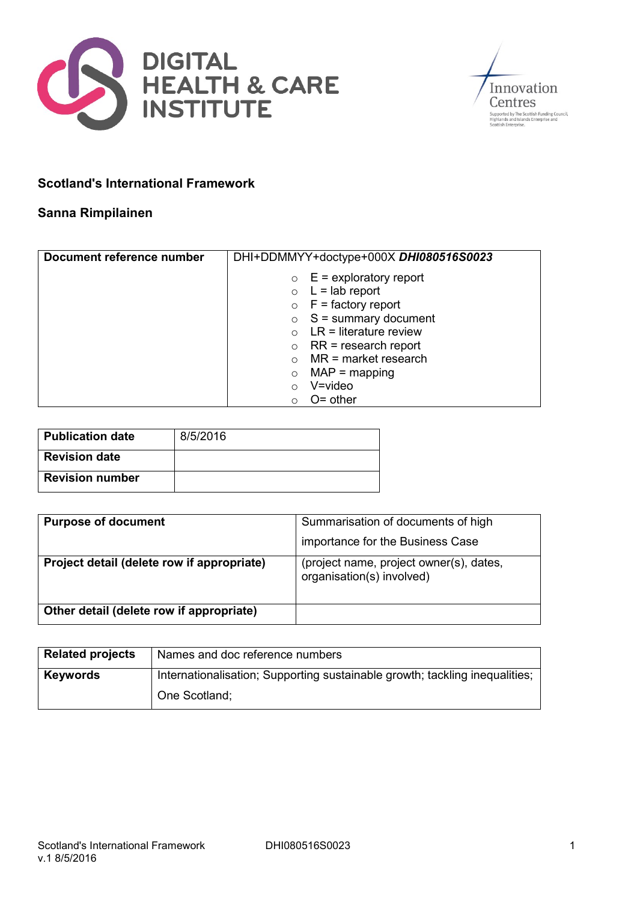**Scotland's International Framework**

**Sanna Rimpilainen**

| **Document reference number** | DHI+DDMMYY+doctype+000X ***DHI080516S0023*** |
| --- | --- |
| | ○ E = exploratory report<br>○ L = lab report<br>○ F = factory report<br>○ S = summary document<br>○ LR = literature review<br>○ RR = research report<br>○ MR = market research<br>○ MAP = mapping<br>○ V=video<br>○ O= other |

| **Publication date** | 8/5/2016 |
| --- | --- |
| **Revision date** | |
| **Revision number** | |

| **Purpose of document** | Summarisation of documents of high importance for the Business Case |
| --- | --- |
| **Project detail (delete row if appropriate)** | (project name, project owner(s), dates, organisation(s) involved) |
| **Other detail (delete row if appropriate)** | |

| **Related projects** | Names and doc reference numbers |
| --- | --- |
| **Keywords** | Internationalisation; Supporting sustainable growth; tackling inequalities; One Scotland; |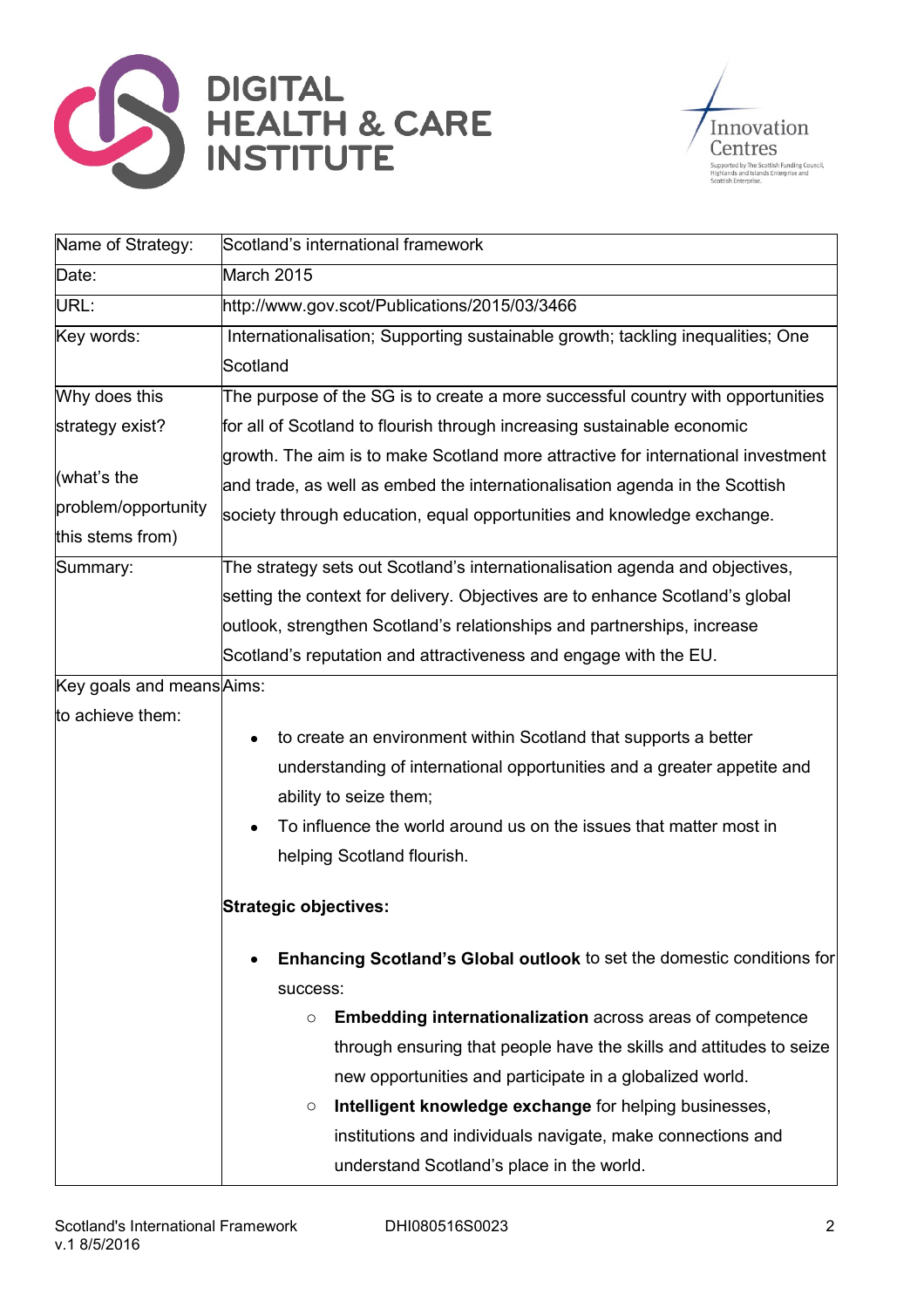| | |
|---|---|
| Name of Strategy: | Scotland's international framework |
| Date: | March 2015 |
| URL: | http://www.gov.scot/Publications/2015/03/3466 |
| Key words: | Internationalisation; Supporting sustainable growth; tackling inequalities; One Scotland |
| Why does this strategy exist? (what's the problem/opportunity this stems from) | The purpose of the SG is to create a more successful country with opportunities for all of Scotland to flourish through increasing sustainable economic growth. The aim is to make Scotland more attractive for international investment and trade, as well as embed the internationalisation agenda in the Scottish society through education, equal opportunities and knowledge exchange. |
| Summary: | The strategy sets out Scotland's internationalisation agenda and objectives, setting the context for delivery. Objectives are to enhance Scotland's global outlook, strengthen Scotland's relationships and partnerships, increase Scotland's reputation and attractiveness and engage with the EU. |
| Key goals and means to achieve them: | Aims:<br>• to create an environment within Scotland that supports a better understanding of international opportunities and a greater appetite and ability to seize them;<br>• To influence the world around us on the issues that matter most in helping Scotland flourish.<br><br>**Strategic objectives:**<br>• **Enhancing Scotland's Global outlook** to set the domestic conditions for success:<br>  ○ **Embedding internationalization** across areas of competence through ensuring that people have the skills and attitudes to seize new opportunities and participate in a globalized world.<br>  ○ **Intelligent knowledge exchange** for helping businesses, institutions and individuals navigate, make connections and understand Scotland's place in the world. |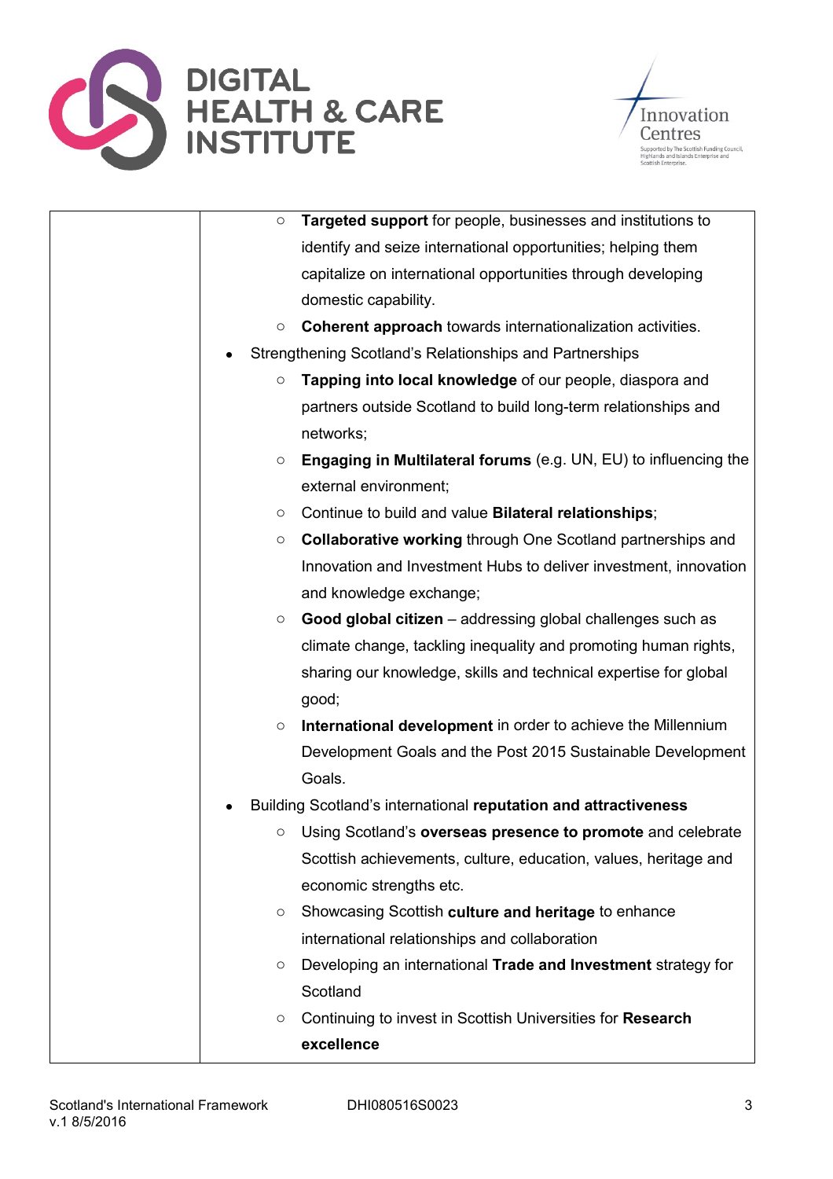| | <ul><li><ul><li>**Targeted support** for people, businesses and institutions to identify and seize international opportunities; helping them capitalize on international opportunities through developing domestic capability.</li><li>**Coherent approach** towards internationalization activities.</li></ul></li><li>Strengthening Scotland's Relationships and Partnerships<ul><li>**Tapping into local knowledge** of our people, diaspora and partners outside Scotland to build long-term relationships and networks;</li><li>**Engaging in Multilateral forums** (e.g. UN, EU) to influencing the external environment;</li><li>Continue to build and value **Bilateral relationships**;</li><li>**Collaborative working** through One Scotland partnerships and Innovation and Investment Hubs to deliver investment, innovation and knowledge exchange;</li><li>**Good global citizen** – addressing global challenges such as climate change, tackling inequality and promoting human rights, sharing our knowledge, skills and technical expertise for global good;</li><li>**International development** in order to achieve the Millennium Development Goals and the Post 2015 Sustainable Development Goals.</li></ul></li><li>Building Scotland's international **reputation and attractiveness**<ul><li>Using Scotland's **overseas presence to promote** and celebrate Scottish achievements, culture, education, values, heritage and economic strengths etc.</li><li>Showcasing Scottish **culture and heritage** to enhance international relationships and collaboration</li><li>Developing an international **Trade and Investment** strategy for Scotland</li><li>Continuing to invest in Scottish Universities for **Research excellence**</li></ul></li></ul> |
|---|---|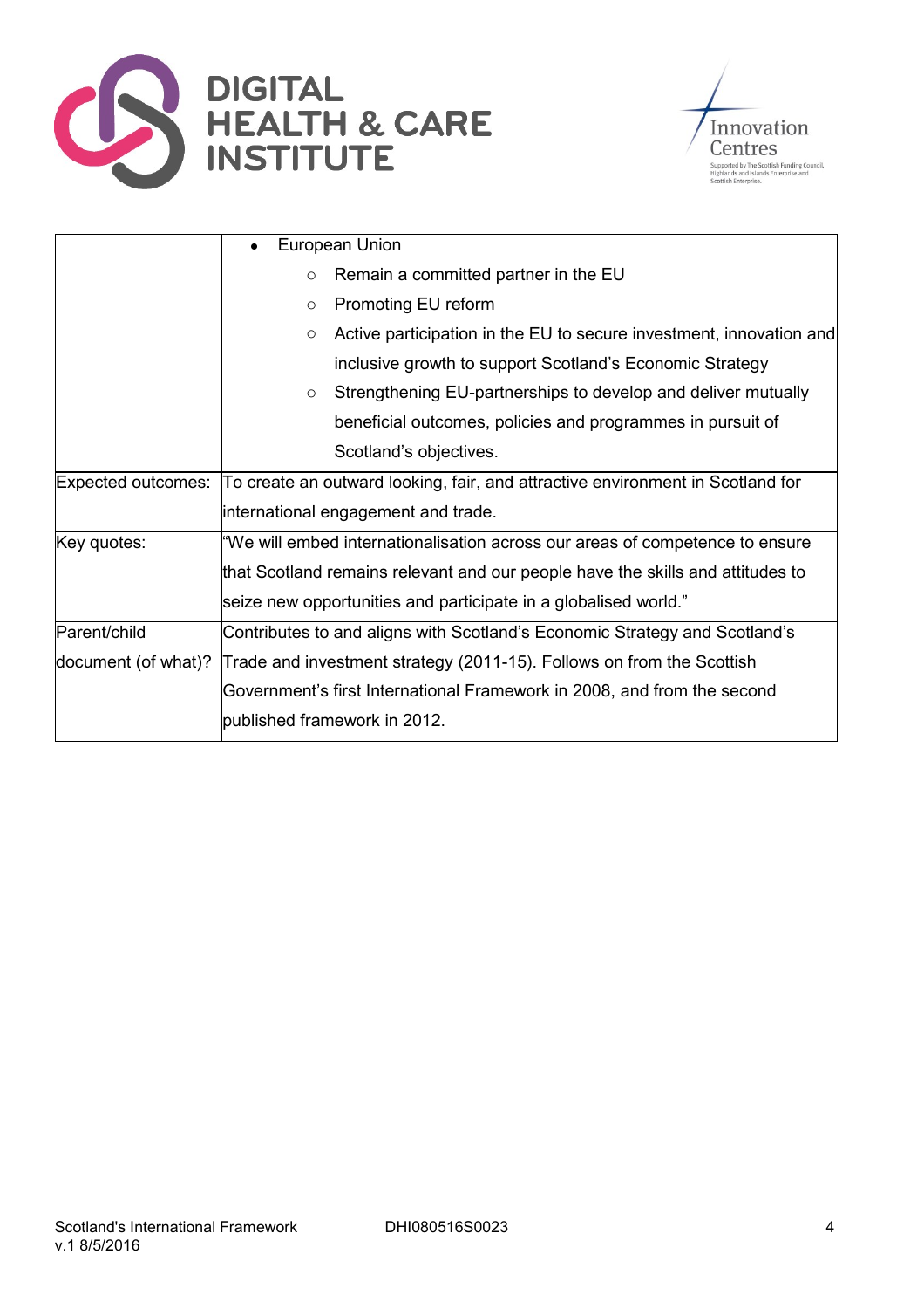| | |
|---|---|
| | • European Union<br>○ Remain a committed partner in the EU<br>○ Promoting EU reform<br>○ Active participation in the EU to secure investment, innovation and inclusive growth to support Scotland's Economic Strategy<br>○ Strengthening EU-partnerships to develop and deliver mutually beneficial outcomes, policies and programmes in pursuit of Scotland's objectives. |
| Expected outcomes: | To create an outward looking, fair, and attractive environment in Scotland for international engagement and trade. |
| Key quotes: | "We will embed internationalisation across our areas of competence to ensure that Scotland remains relevant and our people have the skills and attitudes to seize new opportunities and participate in a globalised world." |
| Parent/child document (of what)? | Contributes to and aligns with Scotland's Economic Strategy and Scotland's Trade and investment strategy (2011-15). Follows on from the Scottish Government's first International Framework in 2008, and from the second published framework in 2012. |